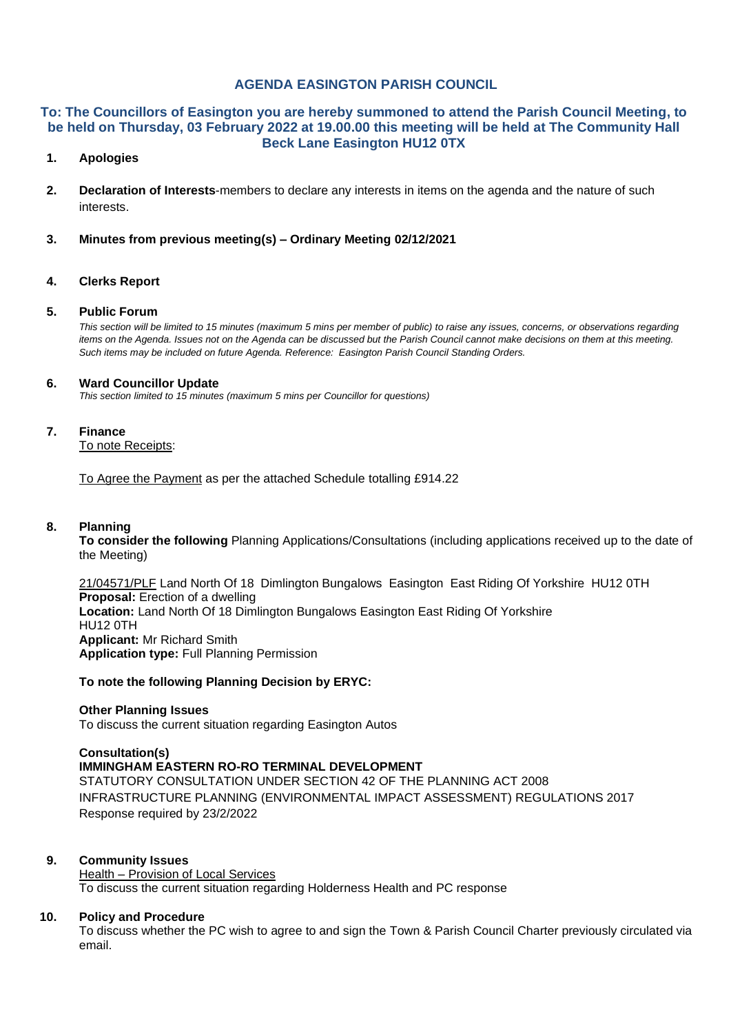# AGENDA EASINGTON PARISH COUNCIL

**To: The Councillors of Easington you are hereby summoned to attend the Parish Council Meeting, to be held on Thursday, 03 February 2022 at 19.00.00 this meeting will be held at The Community Hall Beck Lane Easington HU12 0TX**

1. **Apologies**

2. **Declaration of Interests**-members to declare any interests in items on the agenda and the nature of such interests.

3. **Minutes from previous meeting(s) – Ordinary Meeting 02/12/2021**

4. **Clerks Report**

5. **Public Forum**

   *This section will be limited to 15 minutes (maximum 5 mins per member of public) to raise any issues, concerns, or observations regarding items on the Agenda. Issues not on the Agenda can be discussed but the Parish Council cannot make decisions on them at this meeting. Such items may be included on future Agenda. Reference: Easington Parish Council Standing Orders.*

6. **Ward Councillor Update**

   *This section limited to 15 minutes (maximum 5 mins per Councillor for questions)*

7. **Finance**

   To note Receipts:

   To Agree the Payment as per the attached Schedule totalling £914.22

8. **Planning**

   **To consider the following** Planning Applications/Consultations (including applications received up to the date of the Meeting)

   21/04571/PLF Land North Of 18 Dimlington Bungalows Easington East Riding Of Yorkshire HU12 0TH
   **Proposal:** Erection of a dwelling
   **Location:** Land North Of 18 Dimlington Bungalows Easington East Riding Of Yorkshire HU12 0TH
   **Applicant:** Mr Richard Smith
   **Application type:** Full Planning Permission

   **To note the following Planning Decision by ERYC:**

   **Other Planning Issues**
   To discuss the current situation regarding Easington Autos

   **Consultation(s)**
   **IMMINGHAM EASTERN RO-RO TERMINAL DEVELOPMENT**
   STATUTORY CONSULTATION UNDER SECTION 42 OF THE PLANNING ACT 2008
   INFRASTRUCTURE PLANNING (ENVIRONMENTAL IMPACT ASSESSMENT) REGULATIONS 2017
   Response required by 23/2/2022

9. **Community Issues**

   Health – Provision of Local Services
   To discuss the current situation regarding Holderness Health and PC response

10. **Policy and Procedure**

    To discuss whether the PC wish to agree to and sign the Town & Parish Council Charter previously circulated via email.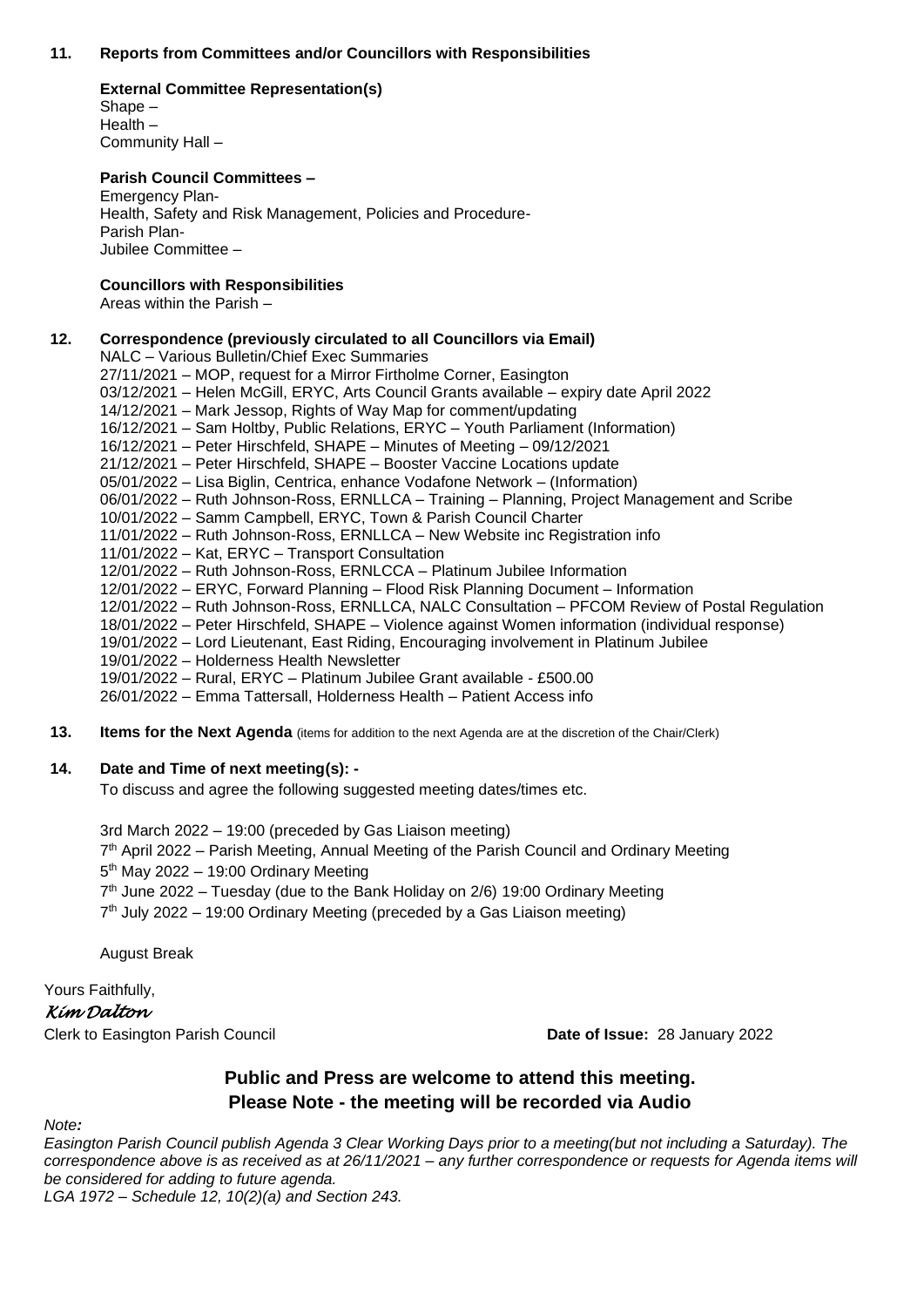**11. Reports from Committees and/or Councillors with Responsibilities**

**External Committee Representation(s)**
Shape –
Health –
Community Hall –

**Parish Council Committees –**
Emergency Plan-
Health, Safety and Risk Management, Policies and Procedure-
Parish Plan-
Jubilee Committee –

**Councillors with Responsibilities**
Areas within the Parish –

**12. Correspondence (previously circulated to all Councillors via Email)**

NALC – Various Bulletin/Chief Exec Summaries
27/11/2021 – MOP, request for a Mirror Firtholme Corner, Easington
03/12/2021 – Helen McGill, ERYC, Arts Council Grants available – expiry date April 2022
14/12/2021 – Mark Jessop, Rights of Way Map for comment/updating
16/12/2021 – Sam Holtby, Public Relations, ERYC – Youth Parliament (Information)
16/12/2021 – Peter Hirschfeld, SHAPE – Minutes of Meeting – 09/12/2021
21/12/2021 – Peter Hirschfeld, SHAPE – Booster Vaccine Locations update
05/01/2022 – Lisa Biglin, Centrica, enhance Vodafone Network – (Information)
06/01/2022 – Ruth Johnson-Ross, ERNLLCA – Training – Planning, Project Management and Scribe
10/01/2022 – Samm Campbell, ERYC, Town & Parish Council Charter
11/01/2022 – Ruth Johnson-Ross, ERNLLCA – New Website inc Registration info
11/01/2022 – Kat, ERYC – Transport Consultation
12/01/2022 – Ruth Johnson-Ross, ERNLCCA – Platinum Jubilee Information
12/01/2022 – ERYC, Forward Planning – Flood Risk Planning Document – Information
12/01/2022 – Ruth Johnson-Ross, ERNLLCA, NALC Consultation – PFCOM Review of Postal Regulation
18/01/2022 – Peter Hirschfeld, SHAPE – Violence against Women information (individual response)
19/01/2022 – Lord Lieutenant, East Riding, Encouraging involvement in Platinum Jubilee
19/01/2022 – Holderness Health Newsletter
19/01/2022 – Rural, ERYC – Platinum Jubilee Grant available - £500.00
26/01/2022 – Emma Tattersall, Holderness Health – Patient Access info

**13. Items for the Next Agenda** (items for addition to the next Agenda are at the discretion of the Chair/Clerk)

**14. Date and Time of next meeting(s): -**

To discuss and agree the following suggested meeting dates/times etc.

3rd March 2022 – 19:00 (preceded by Gas Liaison meeting)
7th April 2022 – Parish Meeting, Annual Meeting of the Parish Council and Ordinary Meeting
5th May 2022 – 19:00 Ordinary Meeting
7th June 2022 – Tuesday (due to the Bank Holiday on 2/6) 19:00 Ordinary Meeting
7th July 2022 – 19:00 Ordinary Meeting (preceded by a Gas Liaison meeting)

August Break

Yours Faithfully,

*Kim Dalton*

Clerk to Easington Parish Council **Date of Issue:** 28 January 2022

**Public and Press are welcome to attend this meeting.**
**Please Note - the meeting will be recorded via Audio**

*Note:*
*Easington Parish Council publish Agenda 3 Clear Working Days prior to a meeting(but not including a Saturday). The correspondence above is as received as at 26/11/2021 – any further correspondence or requests for Agenda items will be considered for adding to future agenda.*
*LGA 1972 – Schedule 12, 10(2)(a) and Section 243.*